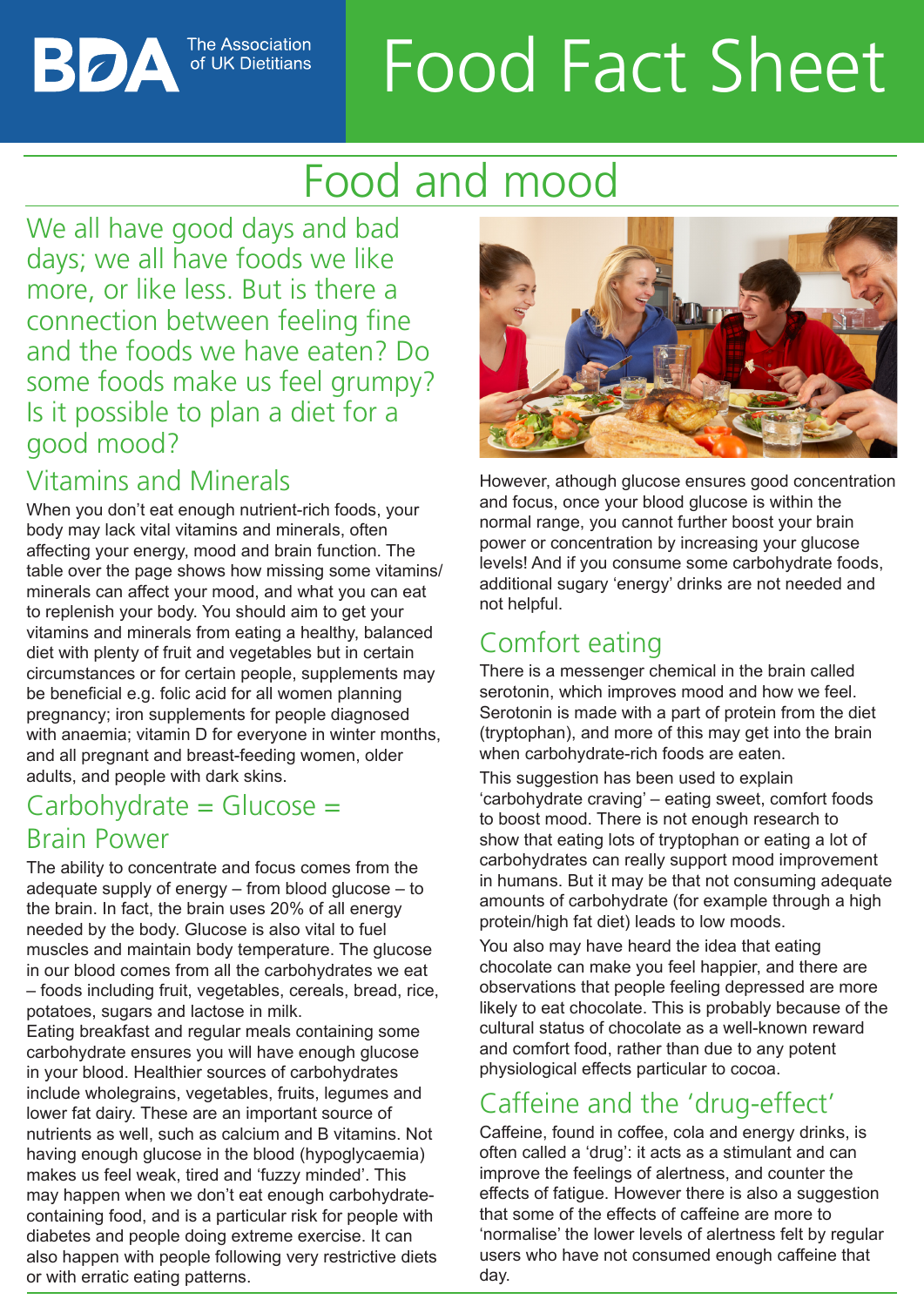BDA The Association of UK Dietitians

# Food Fact Sheet

## Food and mood

We all have good days and bad days; we all have foods we like more, or like less. But is there a connection between feeling fine and the foods we have eaten? Do some foods make us feel grumpy? Is it possible to plan a diet for a good mood?

### Vitamins and Minerals

When you don't eat enough nutrient-rich foods, your body may lack vital vitamins and minerals, often affecting your energy, mood and brain function. The table over the page shows how missing some vitamins/minerals can affect your mood, and what you can eat to replenish your body. You should aim to get your vitamins and minerals from eating a healthy, balanced diet with plenty of fruit and vegetables but in certain circumstances or for certain people, supplements may be beneficial e.g. folic acid for all women planning pregnancy; iron supplements for people diagnosed with anaemia; vitamin D for everyone in winter months, and all pregnant and breast-feeding women, older adults, and people with dark skins.

### Carbohydrate = Glucose = Brain Power

The ability to concentrate and focus comes from the adequate supply of energy – from blood glucose – to the brain. In fact, the brain uses 20% of all energy needed by the body. Glucose is also vital to fuel muscles and maintain body temperature. The glucose in our blood comes from all the carbohydrates we eat – foods including fruit, vegetables, cereals, bread, rice, potatoes, sugars and lactose in milk.

Eating breakfast and regular meals containing some carbohydrate ensures you will have enough glucose in your blood. Healthier sources of carbohydrates include wholegrains, vegetables, fruits, legumes and lower fat dairy. These are an important source of nutrients as well, such as calcium and B vitamins. Not having enough glucose in the blood (hypoglycaemia) makes us feel weak, tired and 'fuzzy minded'. This may happen when we don't eat enough carbohydrate-containing food, and is a particular risk for people with diabetes and people doing extreme exercise. It can also happen with people following very restrictive diets or with erratic eating patterns.

However, athough glucose ensures good concentration and focus, once your blood glucose is within the normal range, you cannot further boost your brain power or concentration by increasing your glucose levels! And if you consume some carbohydrate foods, additional sugary 'energy' drinks are not needed and not helpful.

### Comfort eating

There is a messenger chemical in the brain called serotonin, which improves mood and how we feel. Serotonin is made with a part of protein from the diet (tryptophan), and more of this may get into the brain when carbohydrate-rich foods are eaten.

This suggestion has been used to explain 'carbohydrate craving' – eating sweet, comfort foods to boost mood. There is not enough research to show that eating lots of tryptophan or eating a lot of carbohydrates can really support mood improvement in humans. But it may be that not consuming adequate amounts of carbohydrate (for example through a high protein/high fat diet) leads to low moods.

You also may have heard the idea that eating chocolate can make you feel happier, and there are observations that people feeling depressed are more likely to eat chocolate. This is probably because of the cultural status of chocolate as a well-known reward and comfort food, rather than due to any potent physiological effects particular to cocoa.

### Caffeine and the 'drug-effect'

Caffeine, found in coffee, cola and energy drinks, is often called a 'drug': it acts as a stimulant and can improve the feelings of alertness, and counter the effects of fatigue. However there is also a suggestion that some of the effects of caffeine are more to 'normalise' the lower levels of alertness felt by regular users who have not consumed enough caffeine that day.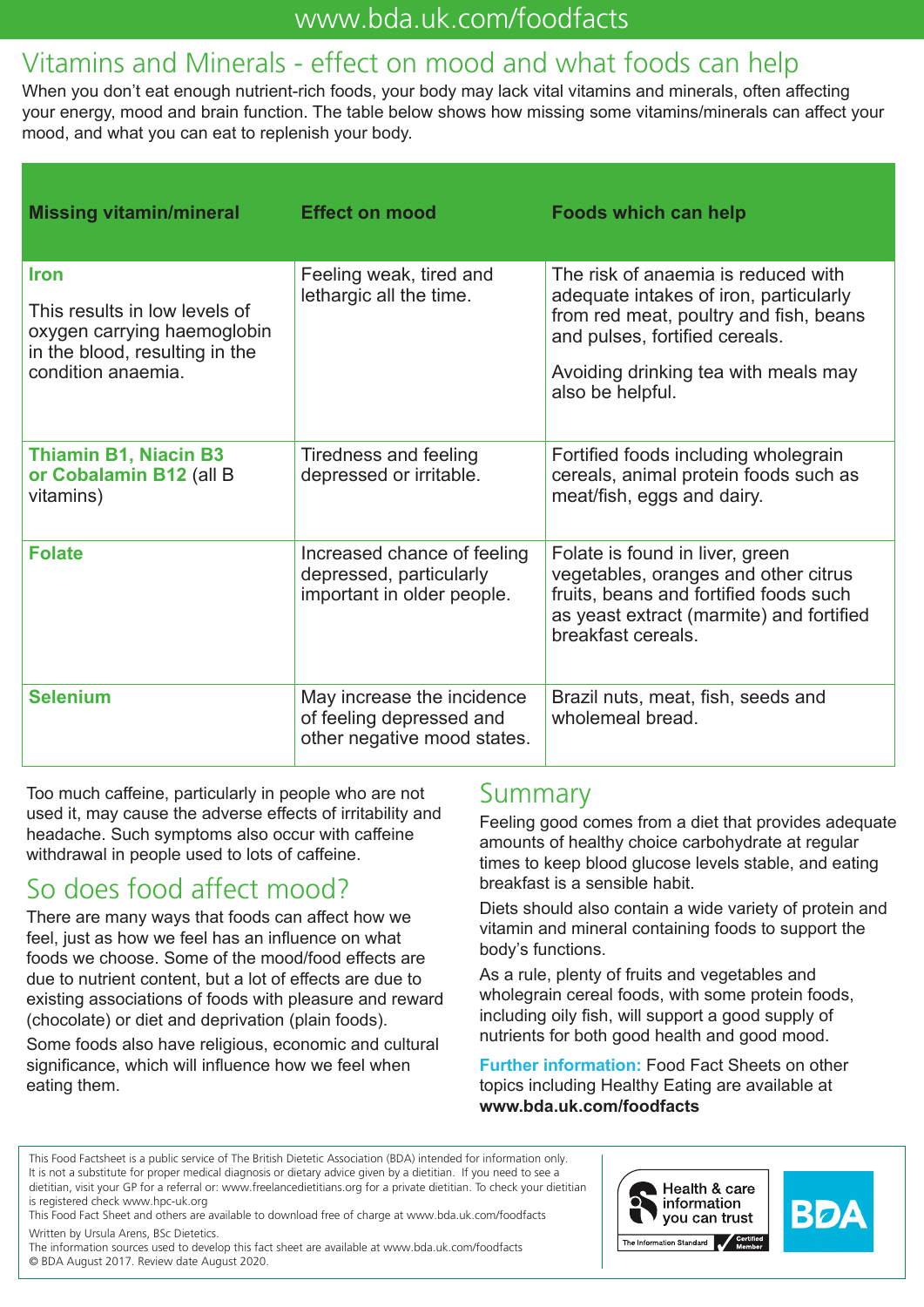# Vitamins and Minerals - effect on mood and what foods can help

When you don't eat enough nutrient-rich foods, your body may lack vital vitamins and minerals, often affecting your energy, mood and brain function. The table below shows how missing some vitamins/minerals can affect your mood, and what you can eat to replenish your body.

| Missing vitamin/mineral | Effect on mood | Foods which can help |
|---|---|---|
| **Iron**<br><br>This results in low levels of oxygen carrying haemoglobin in the blood, resulting in the condition anaemia. | Feeling weak, tired and lethargic all the time. | The risk of anaemia is reduced with adequate intakes of iron, particularly from red meat, poultry and fish, beans and pulses, fortified cereals.<br><br>Avoiding drinking tea with meals may also be helpful. |
| **Thiamin B1, Niacin B3 or Cobalamin B12** (all B vitamins) | Tiredness and feeling depressed or irritable. | Fortified foods including wholegrain cereals, animal protein foods such as meat/fish, eggs and dairy. |
| **Folate** | Increased chance of feeling depressed, particularly important in older people. | Folate is found in liver, green vegetables, oranges and other citrus fruits, beans and fortified foods such as yeast extract (marmite) and fortified breakfast cereals. |
| **Selenium** | May increase the incidence of feeling depressed and other negative mood states. | Brazil nuts, meat, fish, seeds and wholemeal bread. |

Too much caffeine, particularly in people who are not used it, may cause the adverse effects of irritability and headache. Such symptoms also occur with caffeine withdrawal in people used to lots of caffeine.

## So does food affect mood?

There are many ways that foods can affect how we feel, just as how we feel has an influence on what foods we choose. Some of the mood/food effects are due to nutrient content, but a lot of effects are due to existing associations of foods with pleasure and reward (chocolate) or diet and deprivation (plain foods).

Some foods also have religious, economic and cultural significance, which will influence how we feel when eating them.

## Summary

Feeling good comes from a diet that provides adequate amounts of healthy choice carbohydrate at regular times to keep blood glucose levels stable, and eating breakfast is a sensible habit.

Diets should also contain a wide variety of protein and vitamin and mineral containing foods to support the body's functions.

As a rule, plenty of fruits and vegetables and wholegrain cereal foods, with some protein foods, including oily fish, will support a good supply of nutrients for both good health and good mood.

**Further information:** Food Fact Sheets on other topics including Healthy Eating are available at **www.bda.uk.com/foodfacts**

This Food Factsheet is a public service of The British Dietetic Association (BDA) intended for information only. It is not a substitute for proper medical diagnosis or dietary advice given by a dietitian. If you need to see a dietitian, visit your GP for a referral or: www.freelancedietitians.org for a private dietitian. To check your dietitian is registered check www.hpc-uk.org

This Food Fact Sheet and others are available to download free of charge at www.bda.uk.com/foodfacts

Written by Ursula Arens, BSc Dietetics.

The information sources used to develop this fact sheet are available at www.bda.uk.com/foodfacts

© BDA August 2017. Review date August 2020.

Health & care information you can trust

The Information Standard Certified Member

BDA